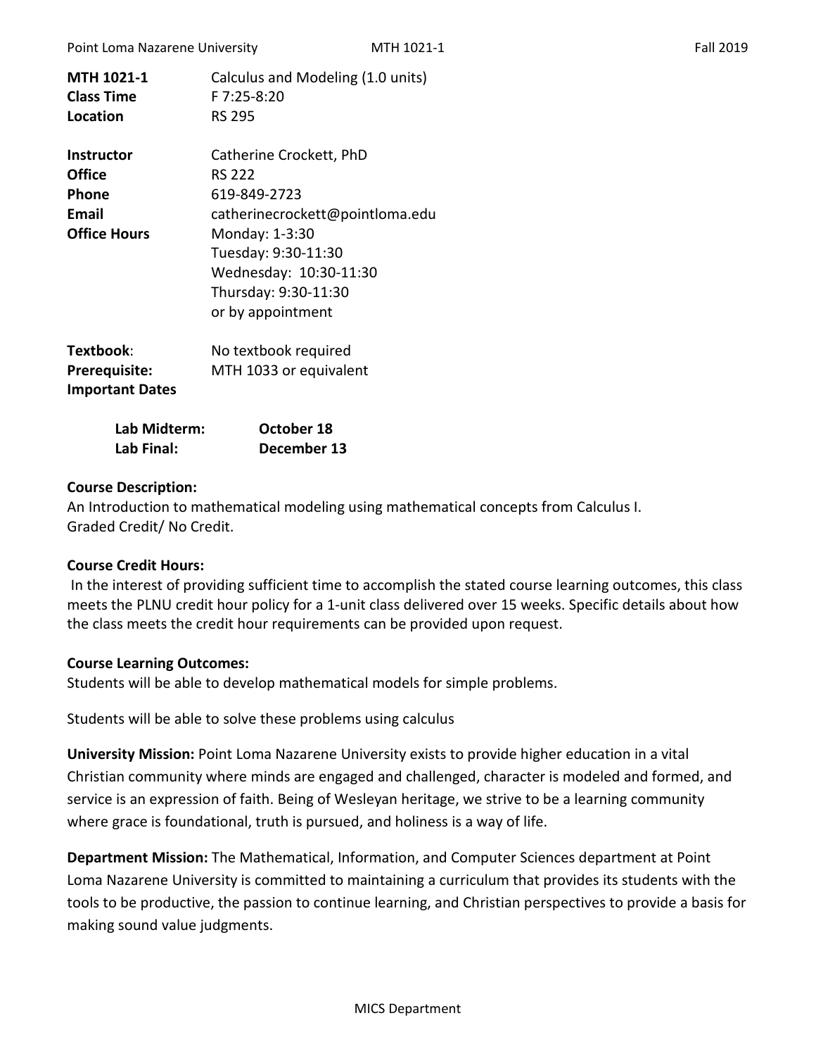| | |
|---|---|
| **MTH 1021-1** | Calculus and Modeling (1.0 units) |
| **Class Time** | F 7:25-8:20 |
| **Location** | RS 295 |

| | |
|---|---|
| **Instructor** | Catherine Crockett, PhD |
| **Office** | RS 222 |
| **Phone** | 619-849-2723 |
| **Email** | catherinecrockett@pointloma.edu |
| **Office Hours** | Monday: 1-3:30<br>Tuesday: 9:30-11:30<br>Wednesday: 10:30-11:30<br>Thursday: 9:30-11:30<br>or by appointment |

| | |
|---|---|
| **Textbook**: | No textbook required |
| **Prerequisite:** | MTH 1033 or equivalent |

**Important Dates**

| | |
|---|---|
| **Lab Midterm:** | **October 18** |
| **Lab Final:** | **December 13** |

**Course Description:**
An Introduction to mathematical modeling using mathematical concepts from Calculus I.
Graded Credit/ No Credit.

**Course Credit Hours:**
In the interest of providing sufficient time to accomplish the stated course learning outcomes, this class meets the PLNU credit hour policy for a 1-unit class delivered over 15 weeks. Specific details about how the class meets the credit hour requirements can be provided upon request.

**Course Learning Outcomes:**
Students will be able to develop mathematical models for simple problems.

Students will be able to solve these problems using calculus

**University Mission:** Point Loma Nazarene University exists to provide higher education in a vital Christian community where minds are engaged and challenged, character is modeled and formed, and service is an expression of faith. Being of Wesleyan heritage, we strive to be a learning community where grace is foundational, truth is pursued, and holiness is a way of life.

**Department Mission:** The Mathematical, Information, and Computer Sciences department at Point Loma Nazarene University is committed to maintaining a curriculum that provides its students with the tools to be productive, the passion to continue learning, and Christian perspectives to provide a basis for making sound value judgments.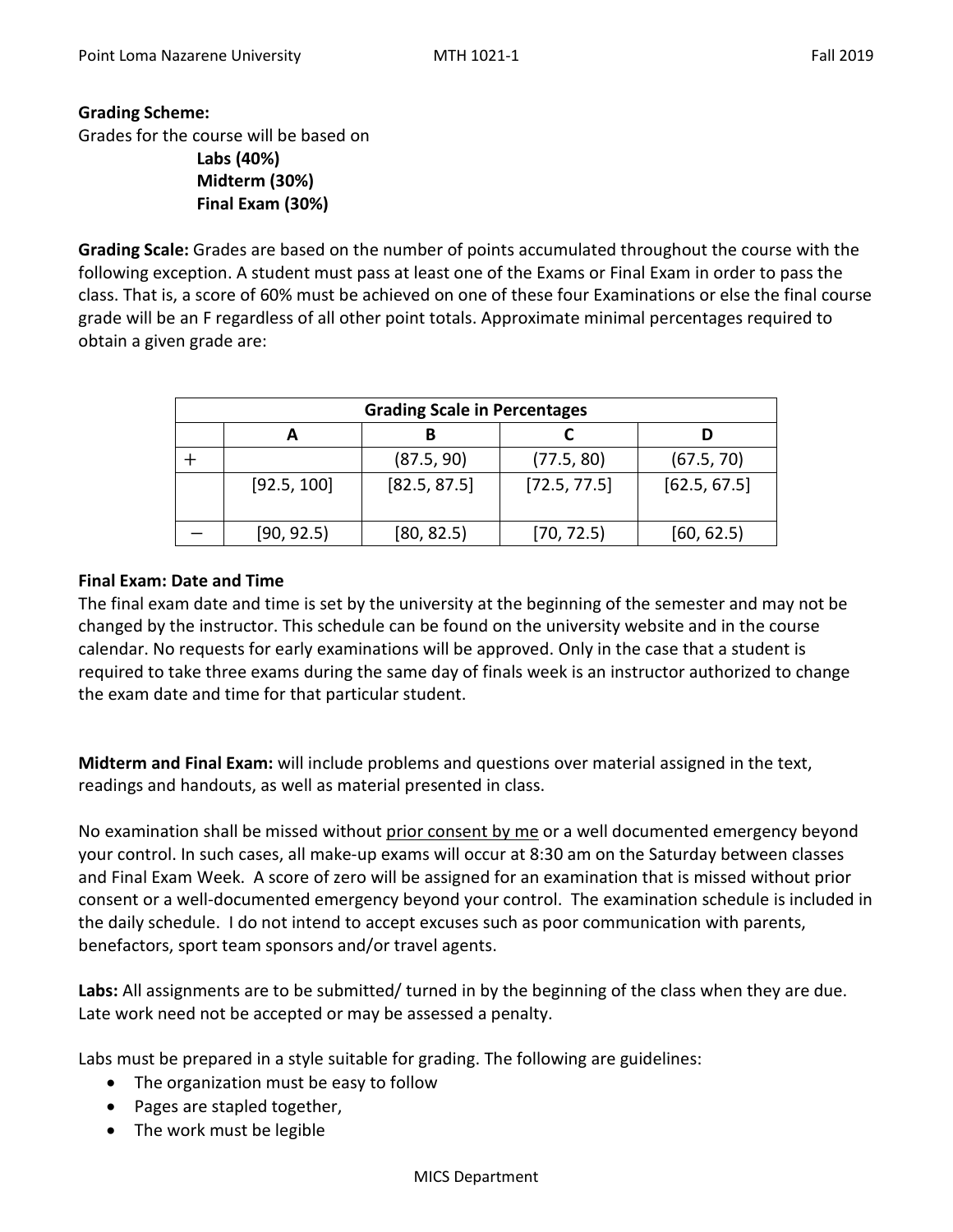**Grading Scheme:**

Grades for the course will be based on

**Labs (40%)**
**Midterm (30%)**
**Final Exam (30%)**

**Grading Scale:** Grades are based on the number of points accumulated throughout the course with the following exception. A student must pass at least one of the Exams or Final Exam in order to pass the class. That is, a score of 60% must be achieved on one of these four Examinations or else the final course grade will be an F regardless of all other point totals. Approximate minimal percentages required to obtain a given grade are:

| Grading Scale in Percentages | | | | |
|---|---|---|---|---|
| | **A** | **B** | **C** | **D** |
| + | | (87.5, 90) | (77.5, 80) | (67.5, 70) |
| | [92.5, 100] | [82.5, 87.5] | [72.5, 77.5] | [62.5, 67.5] |
| − | [90, 92.5) | [80, 82.5) | [70, 72.5) | [60, 62.5) |

**Final Exam: Date and Time**

The final exam date and time is set by the university at the beginning of the semester and may not be changed by the instructor. This schedule can be found on the university website and in the course calendar. No requests for early examinations will be approved. Only in the case that a student is required to take three exams during the same day of finals week is an instructor authorized to change the exam date and time for that particular student.

**Midterm and Final Exam:** will include problems and questions over material assigned in the text, readings and handouts, as well as material presented in class.

No examination shall be missed without prior consent by me or a well documented emergency beyond your control. In such cases, all make-up exams will occur at 8:30 am on the Saturday between classes and Final Exam Week. A score of zero will be assigned for an examination that is missed without prior consent or a well-documented emergency beyond your control. The examination schedule is included in the daily schedule. I do not intend to accept excuses such as poor communication with parents, benefactors, sport team sponsors and/or travel agents.

**Labs:** All assignments are to be submitted/ turned in by the beginning of the class when they are due. Late work need not be accepted or may be assessed a penalty.

Labs must be prepared in a style suitable for grading. The following are guidelines:

- The organization must be easy to follow
- Pages are stapled together,
- The work must be legible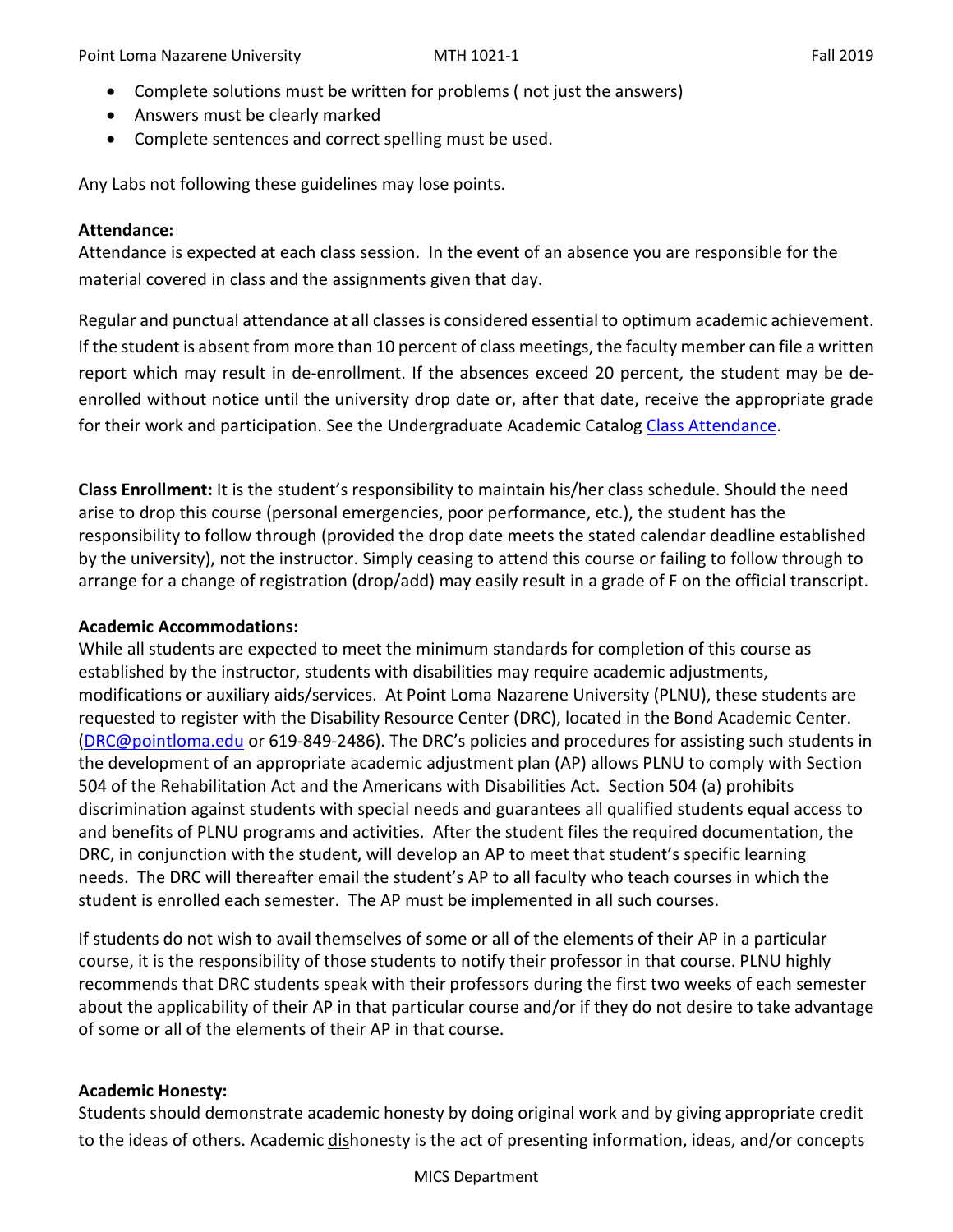- Complete solutions must be written for problems ( not just the answers)
- Answers must be clearly marked
- Complete sentences and correct spelling must be used.

Any Labs not following these guidelines may lose points.

**Attendance:**

Attendance is expected at each class session. In the event of an absence you are responsible for the material covered in class and the assignments given that day.

Regular and punctual attendance at all classes is considered essential to optimum academic achievement. If the student is absent from more than 10 percent of class meetings, the faculty member can file a written report which may result in de-enrollment. If the absences exceed 20 percent, the student may be de-enrolled without notice until the university drop date or, after that date, receive the appropriate grade for their work and participation. See the Undergraduate Academic Catalog [Class Attendance](#).

**Class Enrollment:** It is the student's responsibility to maintain his/her class schedule. Should the need arise to drop this course (personal emergencies, poor performance, etc.), the student has the responsibility to follow through (provided the drop date meets the stated calendar deadline established by the university), not the instructor. Simply ceasing to attend this course or failing to follow through to arrange for a change of registration (drop/add) may easily result in a grade of F on the official transcript.

**Academic Accommodations:**

While all students are expected to meet the minimum standards for completion of this course as established by the instructor, students with disabilities may require academic adjustments, modifications or auxiliary aids/services. At Point Loma Nazarene University (PLNU), these students are requested to register with the Disability Resource Center (DRC), located in the Bond Academic Center. (DRC@pointloma.edu or 619-849-2486). The DRC's policies and procedures for assisting such students in the development of an appropriate academic adjustment plan (AP) allows PLNU to comply with Section 504 of the Rehabilitation Act and the Americans with Disabilities Act. Section 504 (a) prohibits discrimination against students with special needs and guarantees all qualified students equal access to and benefits of PLNU programs and activities. After the student files the required documentation, the DRC, in conjunction with the student, will develop an AP to meet that student's specific learning needs. The DRC will thereafter email the student's AP to all faculty who teach courses in which the student is enrolled each semester. The AP must be implemented in all such courses.

If students do not wish to avail themselves of some or all of the elements of their AP in a particular course, it is the responsibility of those students to notify their professor in that course. PLNU highly recommends that DRC students speak with their professors during the first two weeks of each semester about the applicability of their AP in that particular course and/or if they do not desire to take advantage of some or all of the elements of their AP in that course.

**Academic Honesty:**

Students should demonstrate academic honesty by doing original work and by giving appropriate credit to the ideas of others. Academic dishonesty is the act of presenting information, ideas, and/or concepts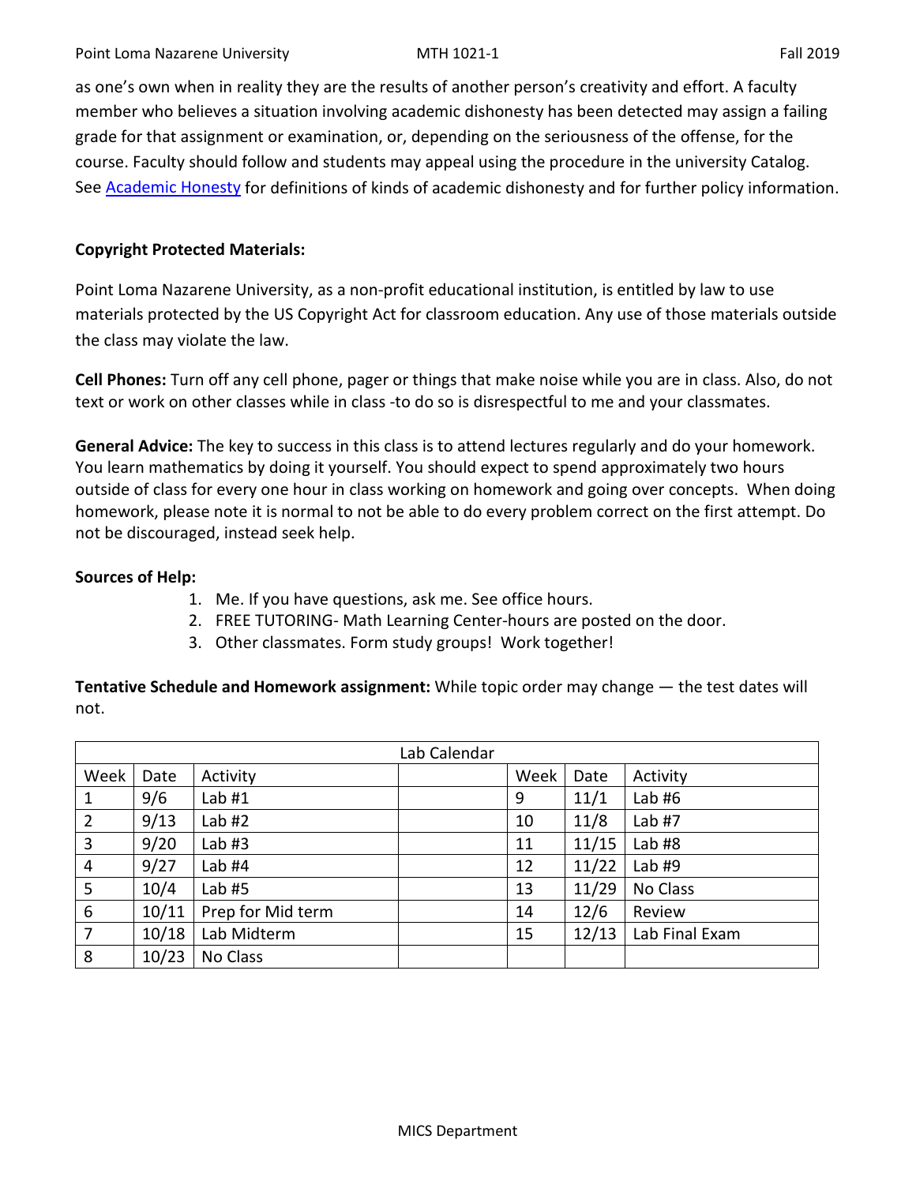as one's own when in reality they are the results of another person's creativity and effort. A faculty member who believes a situation involving academic dishonesty has been detected may assign a failing grade for that assignment or examination, or, depending on the seriousness of the offense, for the course. Faculty should follow and students may appeal using the procedure in the university Catalog. See Academic Honesty for definitions of kinds of academic dishonesty and for further policy information.

**Copyright Protected Materials:**

Point Loma Nazarene University, as a non-profit educational institution, is entitled by law to use materials protected by the US Copyright Act for classroom education. Any use of those materials outside the class may violate the law.

**Cell Phones:** Turn off any cell phone, pager or things that make noise while you are in class. Also, do not text or work on other classes while in class -to do so is disrespectful to me and your classmates.

**General Advice:** The key to success in this class is to attend lectures regularly and do your homework. You learn mathematics by doing it yourself. You should expect to spend approximately two hours outside of class for every one hour in class working on homework and going over concepts. When doing homework, please note it is normal to not be able to do every problem correct on the first attempt. Do not be discouraged, instead seek help.

**Sources of Help:**

1. Me. If you have questions, ask me. See office hours.
2. FREE TUTORING- Math Learning Center-hours are posted on the door.
3. Other classmates. Form study groups! Work together!

**Tentative Schedule and Homework assignment:** While topic order may change — the test dates will not.

| Lab Calendar | | | | | | |
|---|---|---|---|---|---|---|
| Week | Date | Activity | | Week | Date | Activity |
| 1 | 9/6 | Lab #1 | | 9 | 11/1 | Lab #6 |
| 2 | 9/13 | Lab #2 | | 10 | 11/8 | Lab #7 |
| 3 | 9/20 | Lab #3 | | 11 | 11/15 | Lab #8 |
| 4 | 9/27 | Lab #4 | | 12 | 11/22 | Lab #9 |
| 5 | 10/4 | Lab #5 | | 13 | 11/29 | No Class |
| 6 | 10/11 | Prep for Mid term | | 14 | 12/6 | Review |
| 7 | 10/18 | Lab Midterm | | 15 | 12/13 | Lab Final Exam |
| 8 | 10/23 | No Class | | | | |